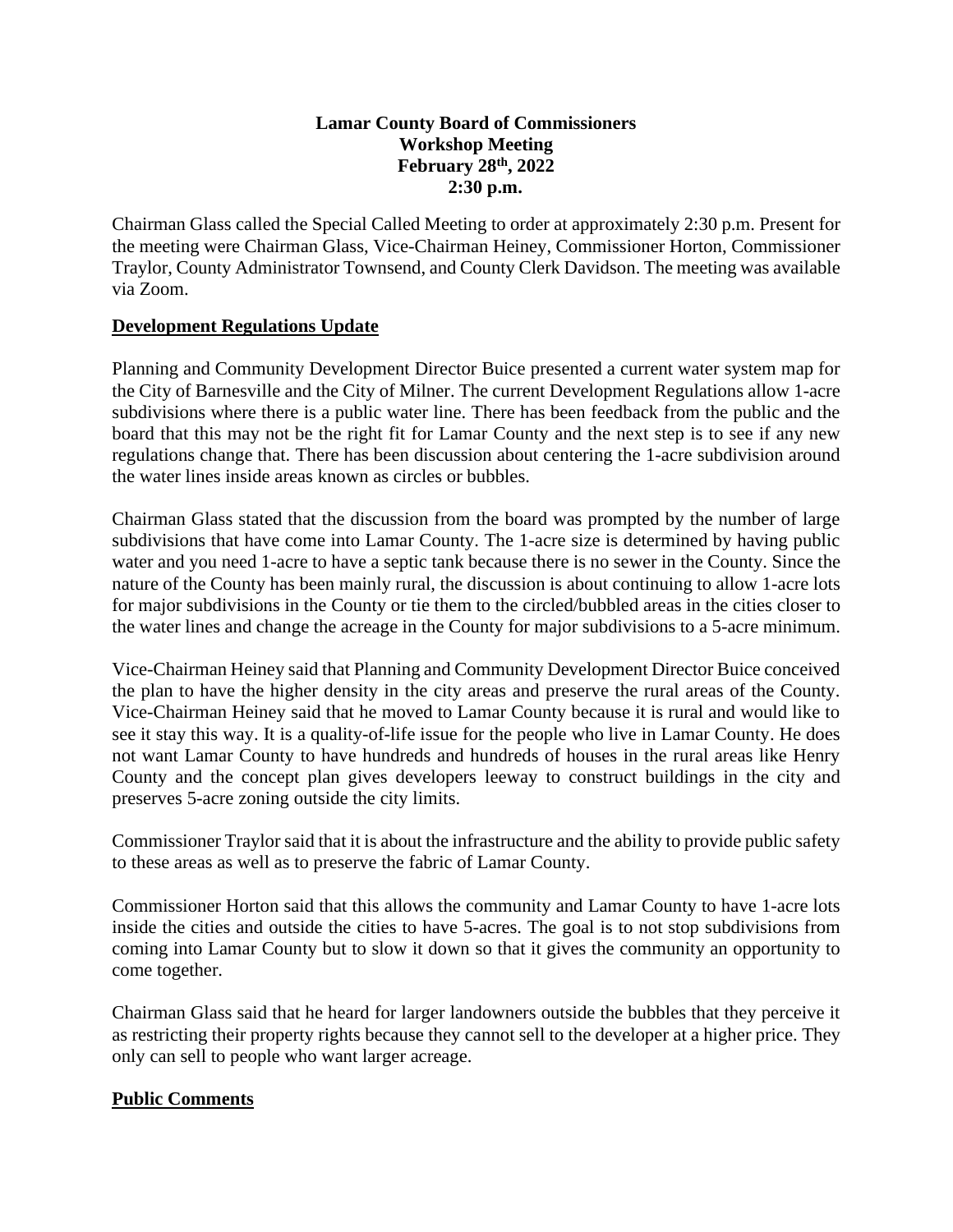**Lamar County Board of Commissioners**
**Workshop Meeting**
**February 28th, 2022**
**2:30 p.m.**

Chairman Glass called the Special Called Meeting to order at approximately 2:30 p.m. Present for the meeting were Chairman Glass, Vice-Chairman Heiney, Commissioner Horton, Commissioner Traylor, County Administrator Townsend, and County Clerk Davidson. The meeting was available via Zoom.

## Development Regulations Update

Planning and Community Development Director Buice presented a current water system map for the City of Barnesville and the City of Milner. The current Development Regulations allow 1-acre subdivisions where there is a public water line. There has been feedback from the public and the board that this may not be the right fit for Lamar County and the next step is to see if any new regulations change that. There has been discussion about centering the 1-acre subdivision around the water lines inside areas known as circles or bubbles.

Chairman Glass stated that the discussion from the board was prompted by the number of large subdivisions that have come into Lamar County. The 1-acre size is determined by having public water and you need 1-acre to have a septic tank because there is no sewer in the County. Since the nature of the County has been mainly rural, the discussion is about continuing to allow 1-acre lots for major subdivisions in the County or tie them to the circled/bubbled areas in the cities closer to the water lines and change the acreage in the County for major subdivisions to a 5-acre minimum.

Vice-Chairman Heiney said that Planning and Community Development Director Buice conceived the plan to have the higher density in the city areas and preserve the rural areas of the County. Vice-Chairman Heiney said that he moved to Lamar County because it is rural and would like to see it stay this way. It is a quality-of-life issue for the people who live in Lamar County. He does not want Lamar County to have hundreds and hundreds of houses in the rural areas like Henry County and the concept plan gives developers leeway to construct buildings in the city and preserves 5-acre zoning outside the city limits.

Commissioner Traylor said that it is about the infrastructure and the ability to provide public safety to these areas as well as to preserve the fabric of Lamar County.

Commissioner Horton said that this allows the community and Lamar County to have 1-acre lots inside the cities and outside the cities to have 5-acres. The goal is to not stop subdivisions from coming into Lamar County but to slow it down so that it gives the community an opportunity to come together.

Chairman Glass said that he heard for larger landowners outside the bubbles that they perceive it as restricting their property rights because they cannot sell to the developer at a higher price. They only can sell to people who want larger acreage.

## Public Comments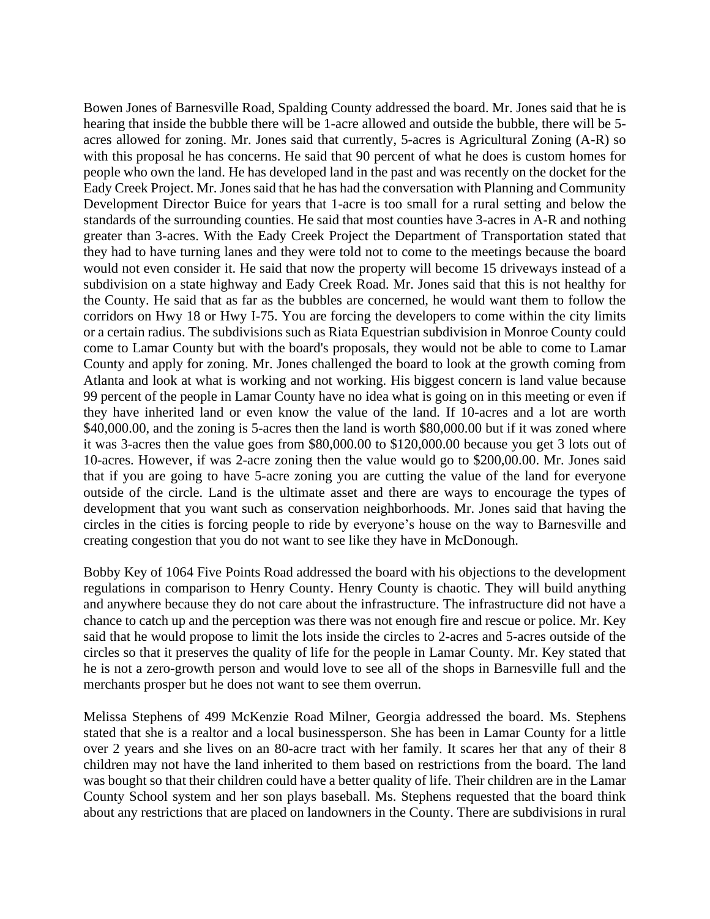Bowen Jones of Barnesville Road, Spalding County addressed the board. Mr. Jones said that he is hearing that inside the bubble there will be 1-acre allowed and outside the bubble, there will be 5-acres allowed for zoning. Mr. Jones said that currently, 5-acres is Agricultural Zoning (A-R) so with this proposal he has concerns. He said that 90 percent of what he does is custom homes for people who own the land. He has developed land in the past and was recently on the docket for the Eady Creek Project. Mr. Jones said that he has had the conversation with Planning and Community Development Director Buice for years that 1-acre is too small for a rural setting and below the standards of the surrounding counties. He said that most counties have 3-acres in A-R and nothing greater than 3-acres. With the Eady Creek Project the Department of Transportation stated that they had to have turning lanes and they were told not to come to the meetings because the board would not even consider it. He said that now the property will become 15 driveways instead of a subdivision on a state highway and Eady Creek Road. Mr. Jones said that this is not healthy for the County. He said that as far as the bubbles are concerned, he would want them to follow the corridors on Hwy 18 or Hwy I-75. You are forcing the developers to come within the city limits or a certain radius. The subdivisions such as Riata Equestrian subdivision in Monroe County could come to Lamar County but with the board's proposals, they would not be able to come to Lamar County and apply for zoning. Mr. Jones challenged the board to look at the growth coming from Atlanta and look at what is working and not working. His biggest concern is land value because 99 percent of the people in Lamar County have no idea what is going on in this meeting or even if they have inherited land or even know the value of the land. If 10-acres and a lot are worth $40,000.00, and the zoning is 5-acres then the land is worth $80,000.00 but if it was zoned where it was 3-acres then the value goes from $80,000.00 to $120,000.00 because you get 3 lots out of 10-acres. However, if was 2-acre zoning then the value would go to $200,00.00. Mr. Jones said that if you are going to have 5-acre zoning you are cutting the value of the land for everyone outside of the circle. Land is the ultimate asset and there are ways to encourage the types of development that you want such as conservation neighborhoods. Mr. Jones said that having the circles in the cities is forcing people to ride by everyone's house on the way to Barnesville and creating congestion that you do not want to see like they have in McDonough.

Bobby Key of 1064 Five Points Road addressed the board with his objections to the development regulations in comparison to Henry County. Henry County is chaotic. They will build anything and anywhere because they do not care about the infrastructure. The infrastructure did not have a chance to catch up and the perception was there was not enough fire and rescue or police. Mr. Key said that he would propose to limit the lots inside the circles to 2-acres and 5-acres outside of the circles so that it preserves the quality of life for the people in Lamar County. Mr. Key stated that he is not a zero-growth person and would love to see all of the shops in Barnesville full and the merchants prosper but he does not want to see them overrun.

Melissa Stephens of 499 McKenzie Road Milner, Georgia addressed the board. Ms. Stephens stated that she is a realtor and a local businessperson. She has been in Lamar County for a little over 2 years and she lives on an 80-acre tract with her family. It scares her that any of their 8 children may not have the land inherited to them based on restrictions from the board. The land was bought so that their children could have a better quality of life. Their children are in the Lamar County School system and her son plays baseball. Ms. Stephens requested that the board think about any restrictions that are placed on landowners in the County. There are subdivisions in rural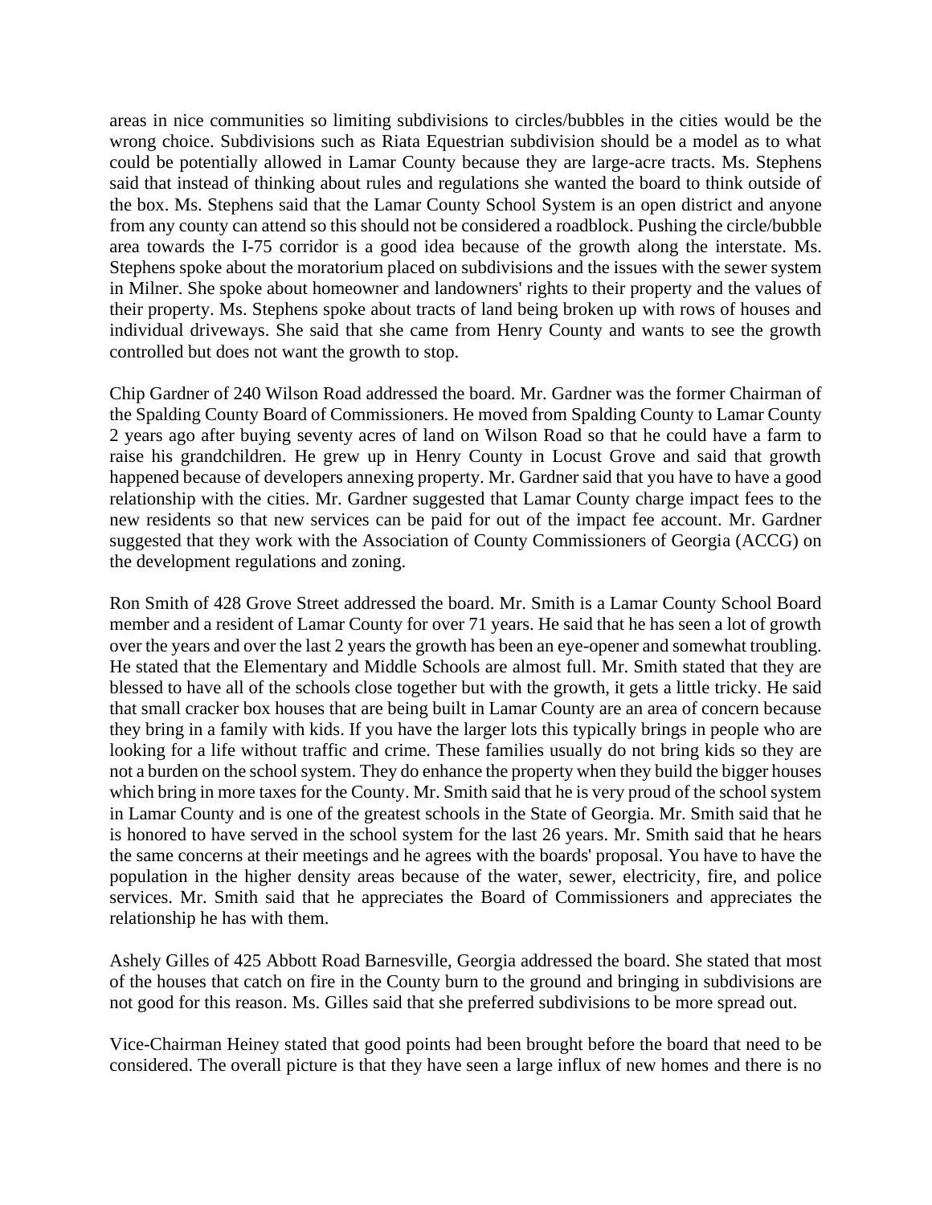areas in nice communities so limiting subdivisions to circles/bubbles in the cities would be the wrong choice. Subdivisions such as Riata Equestrian subdivision should be a model as to what could be potentially allowed in Lamar County because they are large-acre tracts. Ms. Stephens said that instead of thinking about rules and regulations she wanted the board to think outside of the box. Ms. Stephens said that the Lamar County School System is an open district and anyone from any county can attend so this should not be considered a roadblock. Pushing the circle/bubble area towards the I-75 corridor is a good idea because of the growth along the interstate. Ms. Stephens spoke about the moratorium placed on subdivisions and the issues with the sewer system in Milner. She spoke about homeowner and landowners' rights to their property and the values of their property. Ms. Stephens spoke about tracts of land being broken up with rows of houses and individual driveways. She said that she came from Henry County and wants to see the growth controlled but does not want the growth to stop.

Chip Gardner of 240 Wilson Road addressed the board. Mr. Gardner was the former Chairman of the Spalding County Board of Commissioners. He moved from Spalding County to Lamar County 2 years ago after buying seventy acres of land on Wilson Road so that he could have a farm to raise his grandchildren. He grew up in Henry County in Locust Grove and said that growth happened because of developers annexing property. Mr. Gardner said that you have to have a good relationship with the cities. Mr. Gardner suggested that Lamar County charge impact fees to the new residents so that new services can be paid for out of the impact fee account. Mr. Gardner suggested that they work with the Association of County Commissioners of Georgia (ACCG) on the development regulations and zoning.

Ron Smith of 428 Grove Street addressed the board. Mr. Smith is a Lamar County School Board member and a resident of Lamar County for over 71 years. He said that he has seen a lot of growth over the years and over the last 2 years the growth has been an eye-opener and somewhat troubling. He stated that the Elementary and Middle Schools are almost full. Mr. Smith stated that they are blessed to have all of the schools close together but with the growth, it gets a little tricky. He said that small cracker box houses that are being built in Lamar County are an area of concern because they bring in a family with kids. If you have the larger lots this typically brings in people who are looking for a life without traffic and crime. These families usually do not bring kids so they are not a burden on the school system. They do enhance the property when they build the bigger houses which bring in more taxes for the County. Mr. Smith said that he is very proud of the school system in Lamar County and is one of the greatest schools in the State of Georgia. Mr. Smith said that he is honored to have served in the school system for the last 26 years. Mr. Smith said that he hears the same concerns at their meetings and he agrees with the boards' proposal. You have to have the population in the higher density areas because of the water, sewer, electricity, fire, and police services. Mr. Smith said that he appreciates the Board of Commissioners and appreciates the relationship he has with them.

Ashely Gilles of 425 Abbott Road Barnesville, Georgia addressed the board. She stated that most of the houses that catch on fire in the County burn to the ground and bringing in subdivisions are not good for this reason. Ms. Gilles said that she preferred subdivisions to be more spread out.

Vice-Chairman Heiney stated that good points had been brought before the board that need to be considered. The overall picture is that they have seen a large influx of new homes and there is no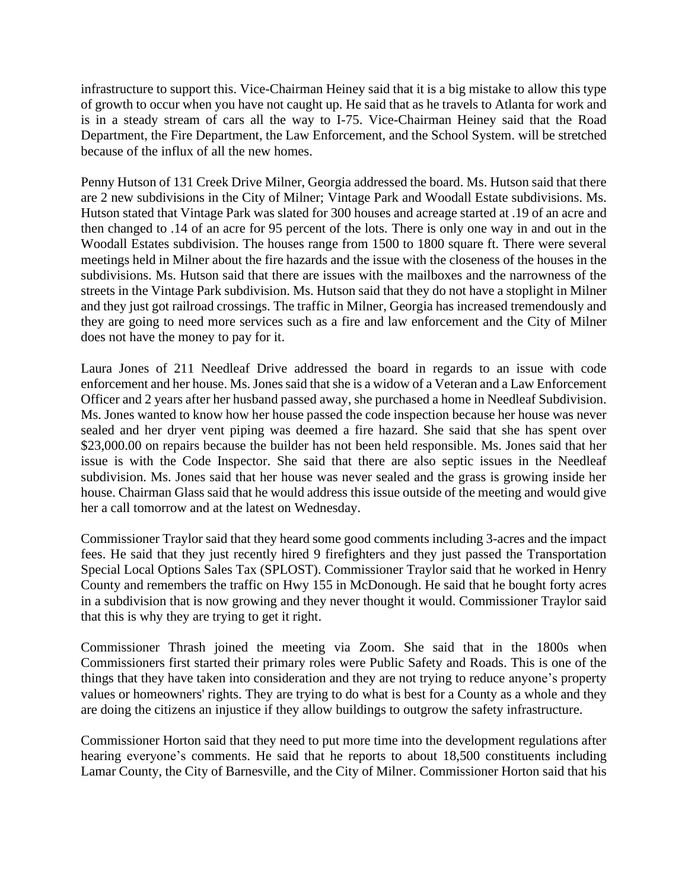infrastructure to support this. Vice-Chairman Heiney said that it is a big mistake to allow this type of growth to occur when you have not caught up. He said that as he travels to Atlanta for work and is in a steady stream of cars all the way to I-75. Vice-Chairman Heiney said that the Road Department, the Fire Department, the Law Enforcement, and the School System. will be stretched because of the influx of all the new homes.

Penny Hutson of 131 Creek Drive Milner, Georgia addressed the board. Ms. Hutson said that there are 2 new subdivisions in the City of Milner; Vintage Park and Woodall Estate subdivisions. Ms. Hutson stated that Vintage Park was slated for 300 houses and acreage started at .19 of an acre and then changed to .14 of an acre for 95 percent of the lots. There is only one way in and out in the Woodall Estates subdivision. The houses range from 1500 to 1800 square ft. There were several meetings held in Milner about the fire hazards and the issue with the closeness of the houses in the subdivisions. Ms. Hutson said that there are issues with the mailboxes and the narrowness of the streets in the Vintage Park subdivision. Ms. Hutson said that they do not have a stoplight in Milner and they just got railroad crossings. The traffic in Milner, Georgia has increased tremendously and they are going to need more services such as a fire and law enforcement and the City of Milner does not have the money to pay for it.

Laura Jones of 211 Needleaf Drive addressed the board in regards to an issue with code enforcement and her house. Ms. Jones said that she is a widow of a Veteran and a Law Enforcement Officer and 2 years after her husband passed away, she purchased a home in Needleaf Subdivision. Ms. Jones wanted to know how her house passed the code inspection because her house was never sealed and her dryer vent piping was deemed a fire hazard. She said that she has spent over \$23,000.00 on repairs because the builder has not been held responsible. Ms. Jones said that her issue is with the Code Inspector. She said that there are also septic issues in the Needleaf subdivision. Ms. Jones said that her house was never sealed and the grass is growing inside her house. Chairman Glass said that he would address this issue outside of the meeting and would give her a call tomorrow and at the latest on Wednesday.

Commissioner Traylor said that they heard some good comments including 3-acres and the impact fees. He said that they just recently hired 9 firefighters and they just passed the Transportation Special Local Options Sales Tax (SPLOST). Commissioner Traylor said that he worked in Henry County and remembers the traffic on Hwy 155 in McDonough. He said that he bought forty acres in a subdivision that is now growing and they never thought it would. Commissioner Traylor said that this is why they are trying to get it right.

Commissioner Thrash joined the meeting via Zoom. She said that in the 1800s when Commissioners first started their primary roles were Public Safety and Roads. This is one of the things that they have taken into consideration and they are not trying to reduce anyone's property values or homeowners' rights. They are trying to do what is best for a County as a whole and they are doing the citizens an injustice if they allow buildings to outgrow the safety infrastructure.

Commissioner Horton said that they need to put more time into the development regulations after hearing everyone's comments. He said that he reports to about 18,500 constituents including Lamar County, the City of Barnesville, and the City of Milner. Commissioner Horton said that his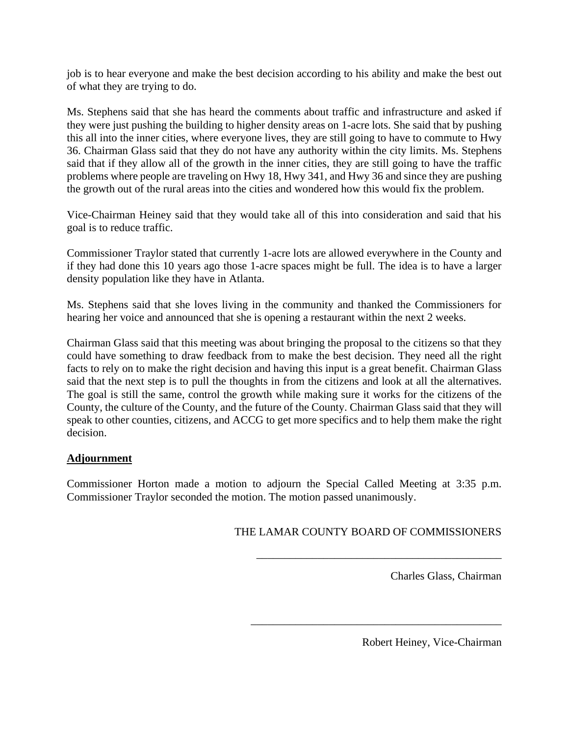job is to hear everyone and make the best decision according to his ability and make the best out of what they are trying to do.

Ms. Stephens said that she has heard the comments about traffic and infrastructure and asked if they were just pushing the building to higher density areas on 1-acre lots. She said that by pushing this all into the inner cities, where everyone lives, they are still going to have to commute to Hwy 36. Chairman Glass said that they do not have any authority within the city limits. Ms. Stephens said that if they allow all of the growth in the inner cities, they are still going to have the traffic problems where people are traveling on Hwy 18, Hwy 341, and Hwy 36 and since they are pushing the growth out of the rural areas into the cities and wondered how this would fix the problem.

Vice-Chairman Heiney said that they would take all of this into consideration and said that his goal is to reduce traffic.

Commissioner Traylor stated that currently 1-acre lots are allowed everywhere in the County and if they had done this 10 years ago those 1-acre spaces might be full. The idea is to have a larger density population like they have in Atlanta.

Ms. Stephens said that she loves living in the community and thanked the Commissioners for hearing her voice and announced that she is opening a restaurant within the next 2 weeks.

Chairman Glass said that this meeting was about bringing the proposal to the citizens so that they could have something to draw feedback from to make the best decision. They need all the right facts to rely on to make the right decision and having this input is a great benefit. Chairman Glass said that the next step is to pull the thoughts in from the citizens and look at all the alternatives. The goal is still the same, control the growth while making sure it works for the citizens of the County, the culture of the County, and the future of the County. Chairman Glass said that they will speak to other counties, citizens, and ACCG to get more specifics and to help them make the right decision.

## Adjournment

Commissioner Horton made a motion to adjourn the Special Called Meeting at 3:35 p.m. Commissioner Traylor seconded the motion. The motion passed unanimously.

THE LAMAR COUNTY BOARD OF COMMISSIONERS

\_\_\_\_\_\_\_\_\_\_\_\_\_\_\_\_\_\_\_\_\_\_\_\_\_\_\_\_\_\_\_\_\_\_\_\_\_\_\_\_\_\_\_\_

Charles Glass, Chairman

\_\_\_\_\_\_\_\_\_\_\_\_\_\_\_\_\_\_\_\_\_\_\_\_\_\_\_\_\_\_\_\_\_\_\_\_\_\_\_\_\_\_\_\_

Robert Heiney, Vice-Chairman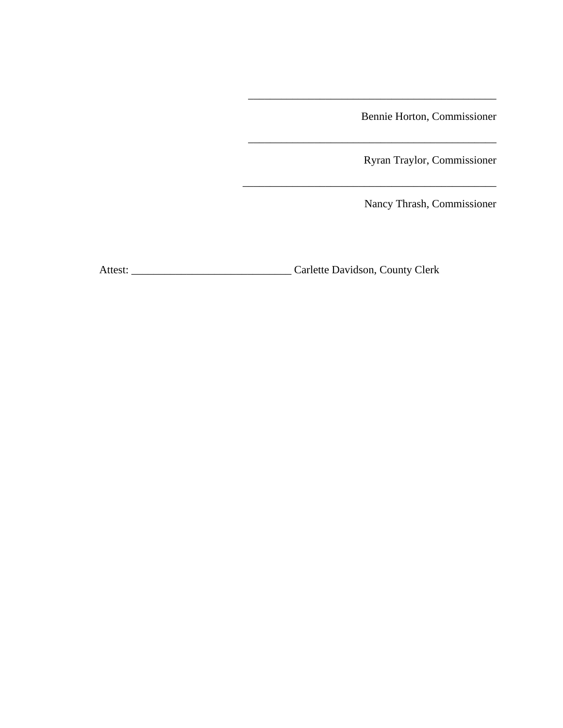\_\_\_\_\_\_\_\_\_\_\_\_\_\_\_\_\_\_\_\_\_\_\_\_\_\_\_\_\_\_\_\_\_\_\_\_\_\_\_\_\_\_\_\_\_\_

Bennie Horton, Commissioner

\_\_\_\_\_\_\_\_\_\_\_\_\_\_\_\_\_\_\_\_\_\_\_\_\_\_\_\_\_\_\_\_\_\_\_\_\_\_\_\_\_\_\_\_\_\_

Ryran Traylor, Commissioner

\_\_\_\_\_\_\_\_\_\_\_\_\_\_\_\_\_\_\_\_\_\_\_\_\_\_\_\_\_\_\_\_\_\_\_\_\_\_\_\_\_\_\_\_\_\_\_

Nancy Thrash, Commissioner

Attest: \_\_\_\_\_\_\_\_\_\_\_\_\_\_\_\_\_\_\_\_\_\_\_\_\_\_\_\_\_\_ Carlette Davidson, County Clerk